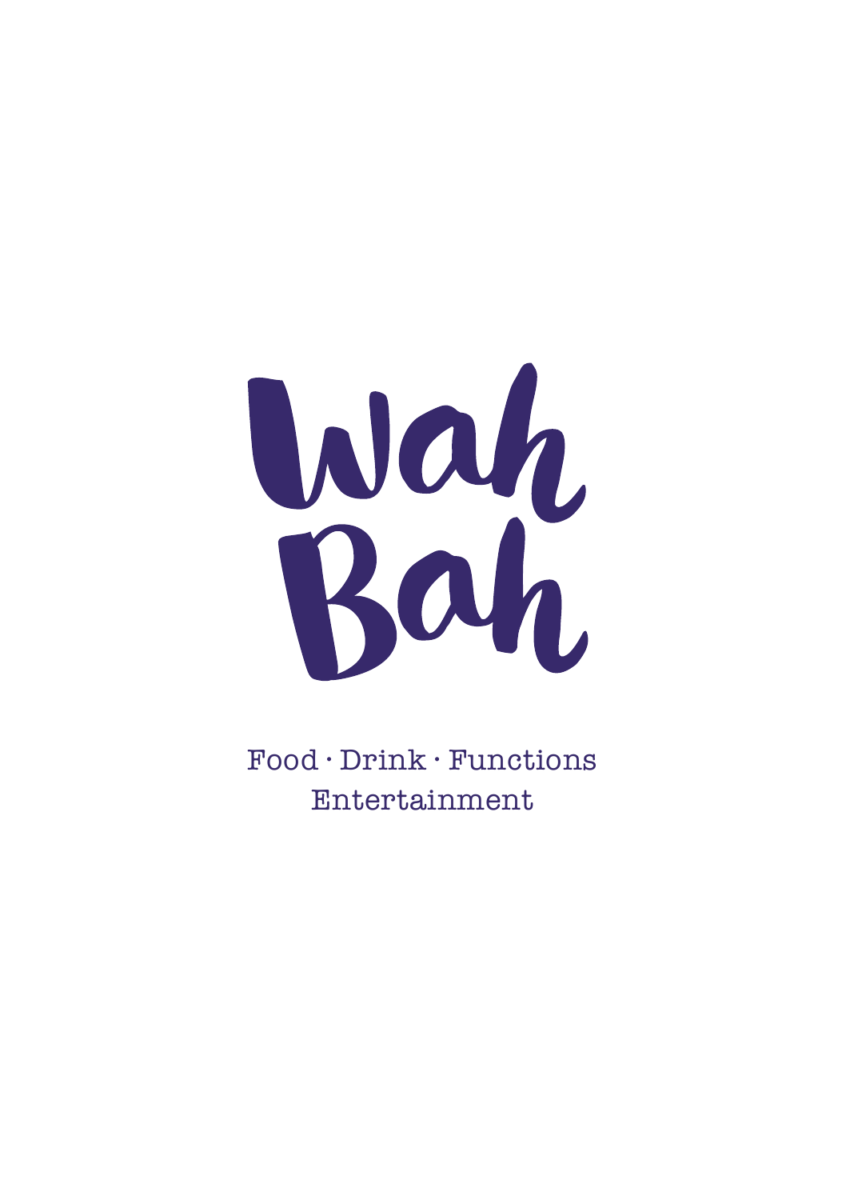# Wah Bah

Food · Drink · Functions
Entertainment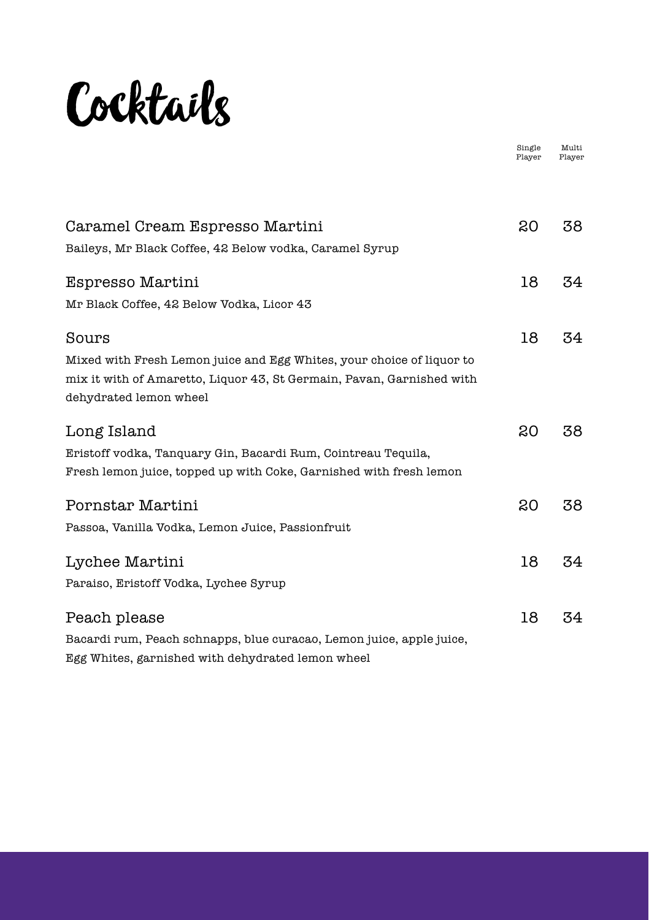# Cocktails

| | Single Player | Multi Player |
|---|---|---|
| **Caramel Cream Espresso Martini**<br>Baileys, Mr Black Coffee, 42 Below vodka, Caramel Syrup | 20 | 38 |
| **Espresso Martini**<br>Mr Black Coffee, 42 Below Vodka, Licor 43 | 18 | 34 |
| **Sours**<br>Mixed with Fresh Lemon juice and Egg Whites, your choice of liquor to mix it with of Amaretto, Liquor 43, St Germain, Pavan, Garnished with dehydrated lemon wheel | 18 | 34 |
| **Long Island**<br>Eristoff vodka, Tanquary Gin, Bacardi Rum, Cointreau Tequila, Fresh lemon juice, topped up with Coke, Garnished with fresh lemon | 20 | 38 |
| **Pornstar Martini**<br>Passoa, Vanilla Vodka, Lemon Juice, Passionfruit | 20 | 38 |
| **Lychee Martini**<br>Paraiso, Eristoff Vodka, Lychee Syrup | 18 | 34 |
| **Peach please**<br>Bacardi rum, Peach schnapps, blue curacao, Lemon juice, apple juice, Egg Whites, garnished with dehydrated lemon wheel | 18 | 34 |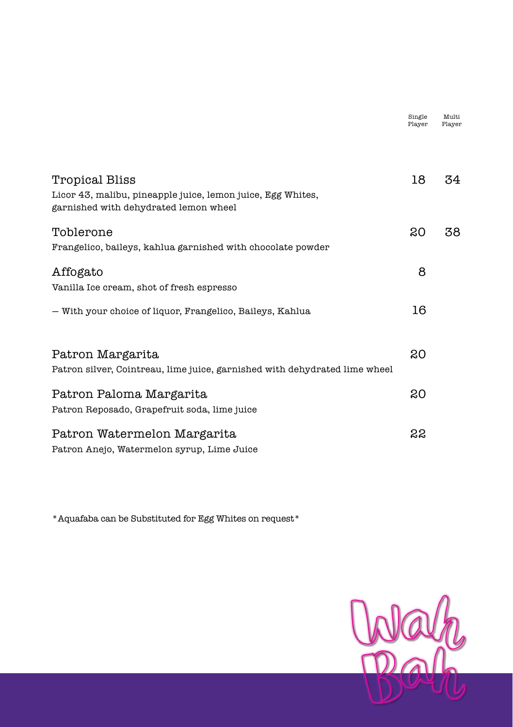| | Single Player | Multi Player |
|---|---|---|
| **Tropical Bliss**<br>Licor 43, malibu, pineapple juice, lemon juice, Egg Whites, garnished with dehydrated lemon wheel | 18 | 34 |
| **Toblerone**<br>Frangelico, baileys, kahlua garnished with chocolate powder | 20 | 38 |
| **Affogato**<br>Vanilla Ice cream, shot of fresh espresso | 8 | |
| – With your choice of liquor, Frangelico, Baileys, Kahlua | 16 | |
| **Patron Margarita**<br>Patron silver, Cointreau, lime juice, garnished with dehydrated lime wheel | 20 | |
| **Patron Paloma Margarita**<br>Patron Reposado, Grapefruit soda, lime juice | 20 | |
| **Patron Watermelon Margarita**<br>Patron Anejo, Watermelon syrup, Lime Juice | 22 | |

*Aquafaba can be Substituted for Egg Whites on request*

Wah Bah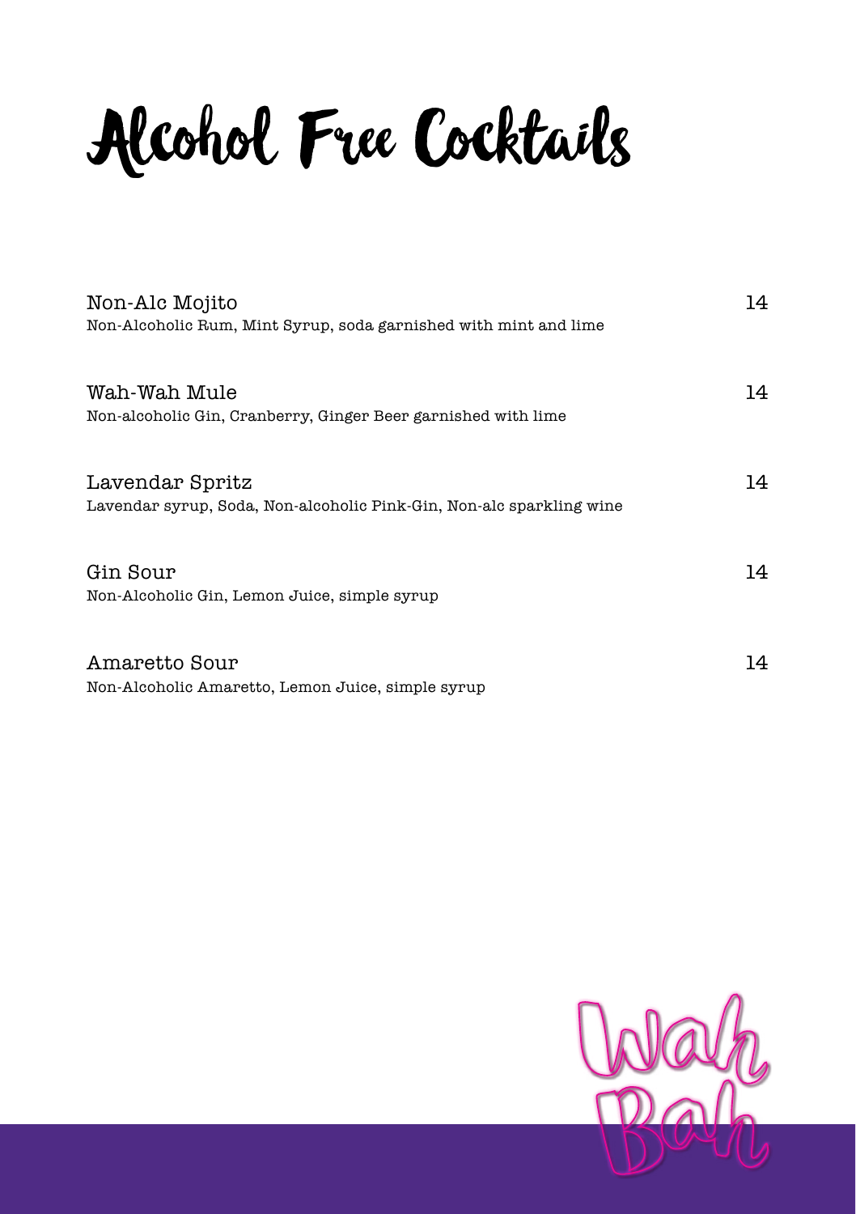# Alcohol Free Cocktails

**Non-Alc Mojito** 14
Non-Alcoholic Rum, Mint Syrup, soda garnished with mint and lime

**Wah-Wah Mule** 14
Non-alcoholic Gin, Cranberry, Ginger Beer garnished with lime

**Lavendar Spritz** 14
Lavendar syrup, Soda, Non-alcoholic Pink-Gin, Non-alc sparkling wine

**Gin Sour** 14
Non-Alcoholic Gin, Lemon Juice, simple syrup

**Amaretto Sour** 14
Non-Alcoholic Amaretto, Lemon Juice, simple syrup

Wah Bah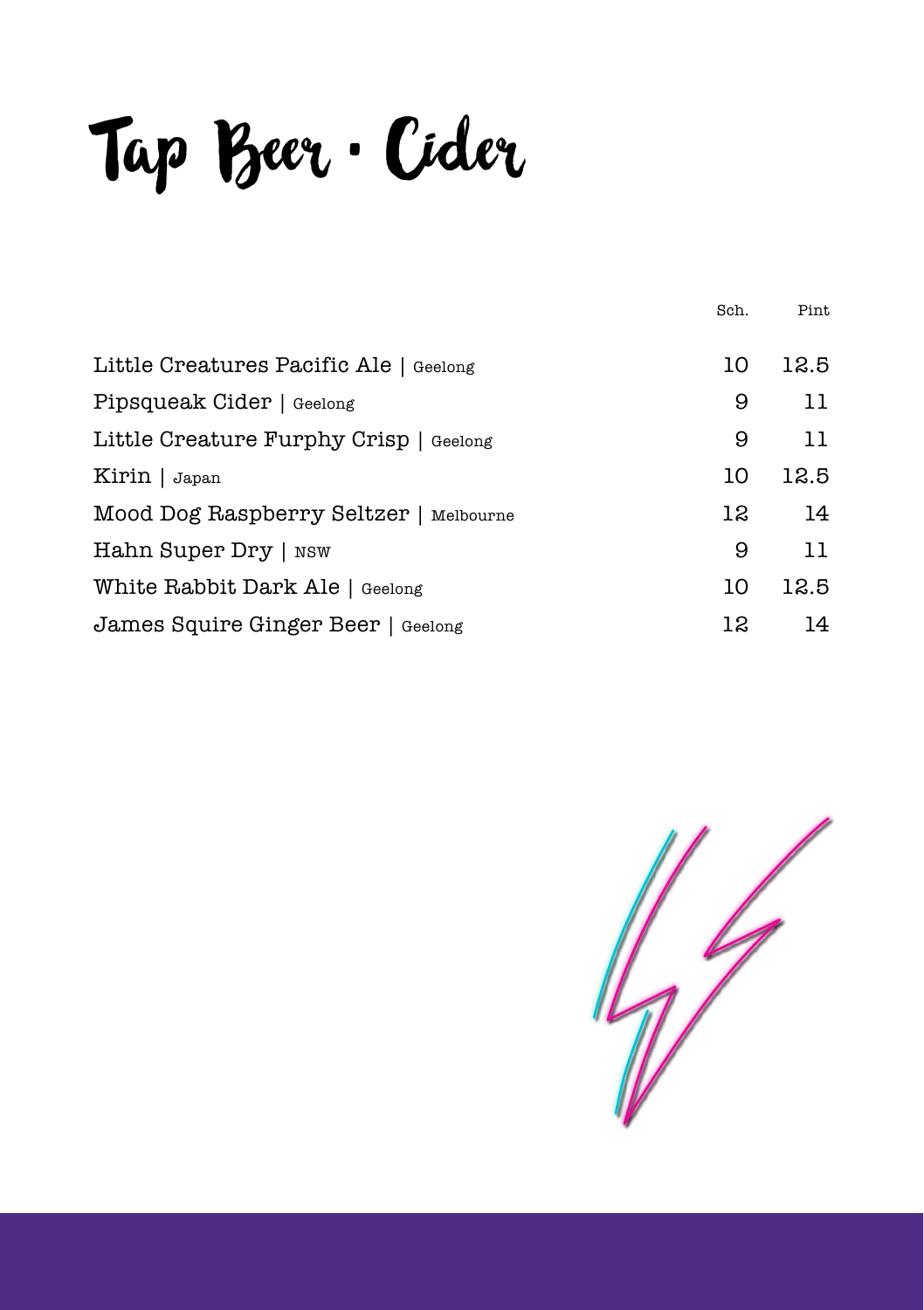# Tap Beer • Cider

| | Sch. | Pint |
|---|---|---|
| Little Creatures Pacific Ale \| Geelong | 10 | 12.5 |
| Pipsqueak Cider \| Geelong | 9 | 11 |
| Little Creature Furphy Crisp \| Geelong | 9 | 11 |
| Kirin \| Japan | 10 | 12.5 |
| Mood Dog Raspberry Seltzer \| Melbourne | 12 | 14 |
| Hahn Super Dry \| NSW | 9 | 11 |
| White Rabbit Dark Ale \| Geelong | 10 | 12.5 |
| James Squire Ginger Beer \| Geelong | 12 | 14 |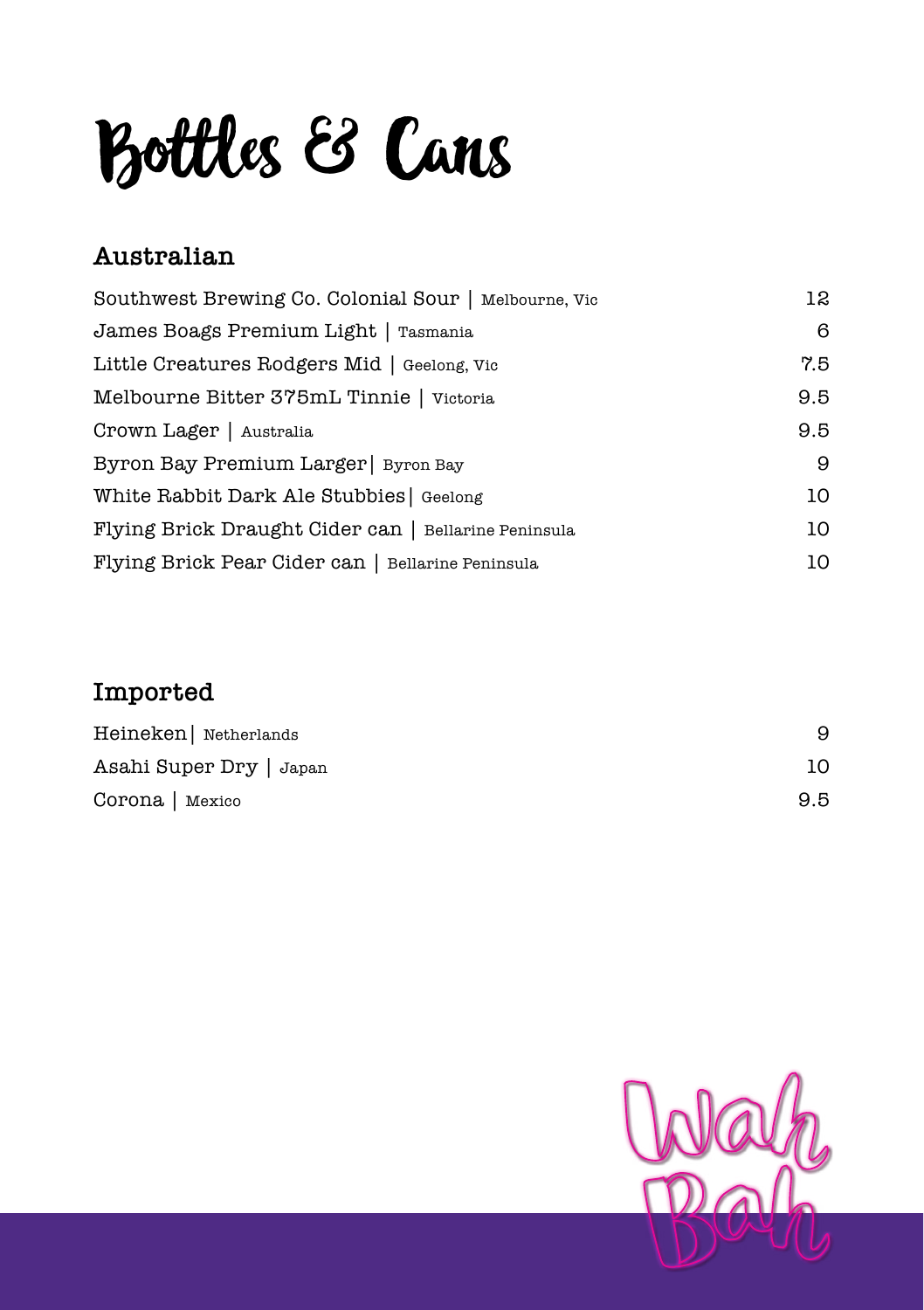# Bottles & Cans

## Australian

| | |
|---|---|
| Southwest Brewing Co. Colonial Sour \| Melbourne, Vic | 12 |
| James Boags Premium Light \| Tasmania | 6 |
| Little Creatures Rodgers Mid \| Geelong, Vic | 7.5 |
| Melbourne Bitter 375mL Tinnie \| Victoria | 9.5 |
| Crown Lager \| Australia | 9.5 |
| Byron Bay Premium Larger\| Byron Bay | 9 |
| White Rabbit Dark Ale Stubbies\| Geelong | 10 |
| Flying Brick Draught Cider can \| Bellarine Peninsula | 10 |
| Flying Brick Pear Cider can \| Bellarine Peninsula | 10 |

## Imported

| | |
|---|---|
| Heineken\| Netherlands | 9 |
| Asahi Super Dry \| Japan | 10 |
| Corona \| Mexico | 9.5 |

Wah Bah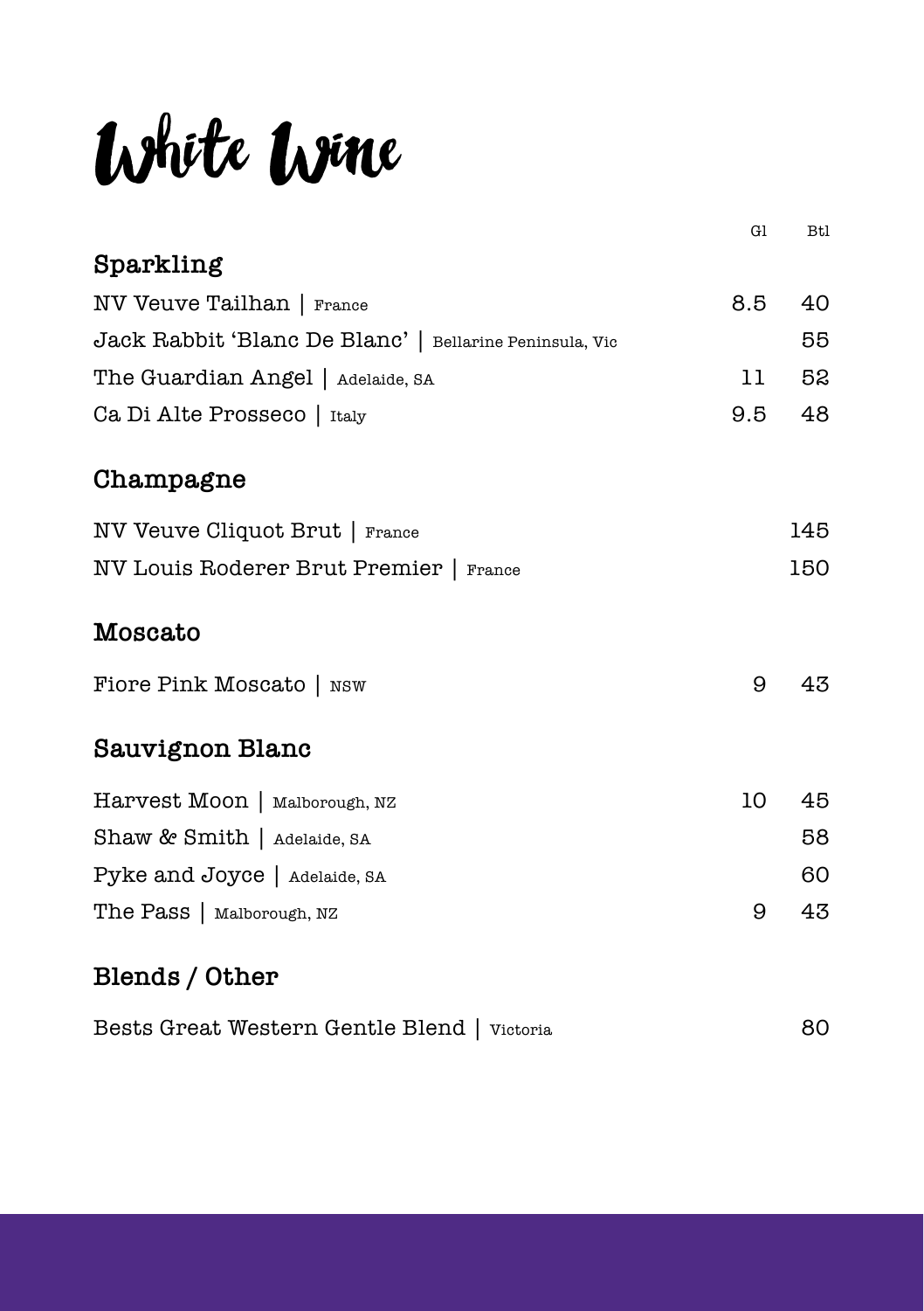# White Wine

| | Gl | Btl |
|---|---|---|
| **Sparkling** | | |
| NV Veuve Tailhan \| France | 8.5 | 40 |
| Jack Rabbit 'Blanc De Blanc' \| Bellarine Peninsula, Vic | | 55 |
| The Guardian Angel \| Adelaide, SA | 11 | 52 |
| Ca Di Alte Prosseco \| Italy | 9.5 | 48 |
| **Champagne** | | |
| NV Veuve Cliquot Brut \| France | | 145 |
| NV Louis Roderer Brut Premier \| France | | 150 |
| **Moscato** | | |
| Fiore Pink Moscato \| NSW | 9 | 43 |
| **Sauvignon Blanc** | | |
| Harvest Moon \| Malborough, NZ | 10 | 45 |
| Shaw & Smith \| Adelaide, SA | | 58 |
| Pyke and Joyce \| Adelaide, SA | | 60 |
| The Pass \| Malborough, NZ | 9 | 43 |
| **Blends / Other** | | |
| Bests Great Western Gentle Blend \| Victoria | | 80 |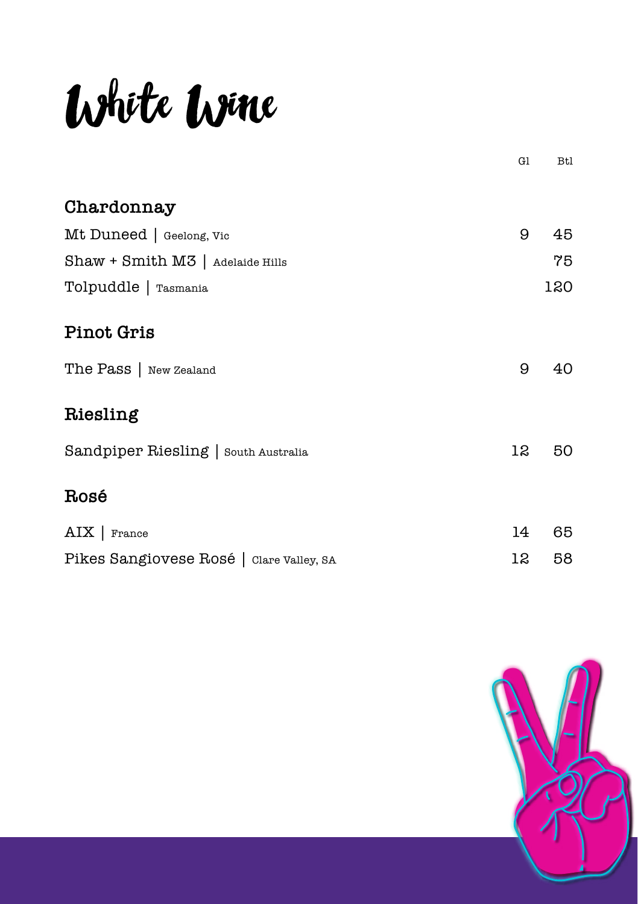# White Wine

| | Gl | Btl |
|---|---|---|
| **Chardonnay** | | |
| Mt Duneed \| Geelong, Vic | 9 | 45 |
| Shaw + Smith M3 \| Adelaide Hills | | 75 |
| Tolpuddle \| Tasmania | | 120 |
| **Pinot Gris** | | |
| The Pass \| New Zealand | 9 | 40 |
| **Riesling** | | |
| Sandpiper Riesling \| South Australia | 12 | 50 |
| **Rosé** | | |
| AIX \| France | 14 | 65 |
| Pikes Sangiovese Rosé \| Clare Valley, SA | 12 | 58 |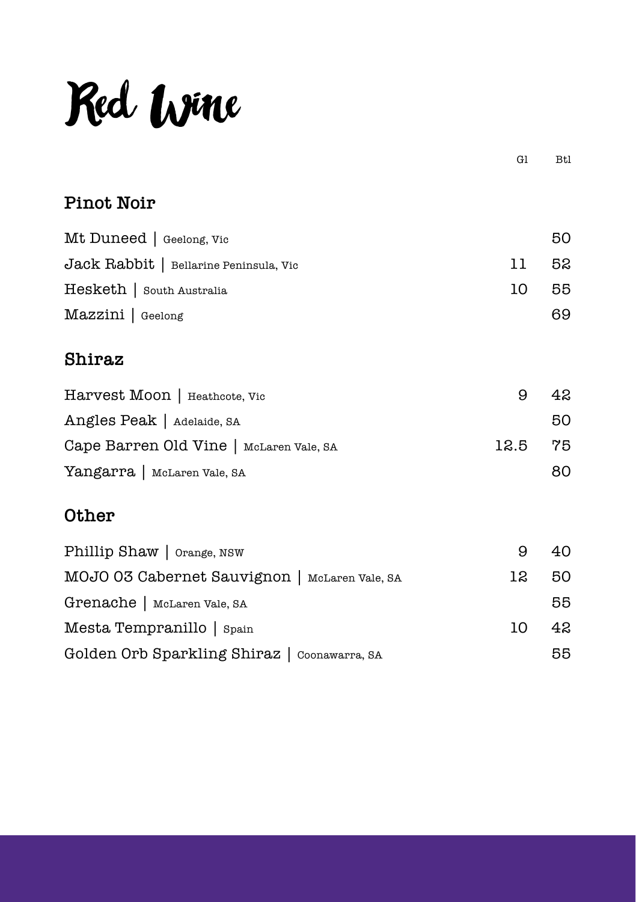# Red Wine

| | Gl | Btl |
|---|---|---|
| **Pinot Noir** | | |
| Mt Duneed \| Geelong, Vic | | 50 |
| Jack Rabbit \| Bellarine Peninsula, Vic | 11 | 52 |
| Hesketh \| South Australia | 10 | 55 |
| Mazzini \| Geelong | | 69 |
| **Shiraz** | | |
| Harvest Moon \| Heathcote, Vic | 9 | 42 |
| Angles Peak \| Adelaide, SA | | 50 |
| Cape Barren Old Vine \| McLaren Vale, SA | 12.5 | 75 |
| Yangarra \| McLaren Vale, SA | | 80 |
| **Other** | | |
| Phillip Shaw \| Orange, NSW | 9 | 40 |
| MOJO 03 Cabernet Sauvignon \| McLaren Vale, SA | 12 | 50 |
| Grenache \| McLaren Vale, SA | | 55 |
| Mesta Tempranillo \| Spain | 10 | 42 |
| Golden Orb Sparkling Shiraz \| Coonawarra, SA | | 55 |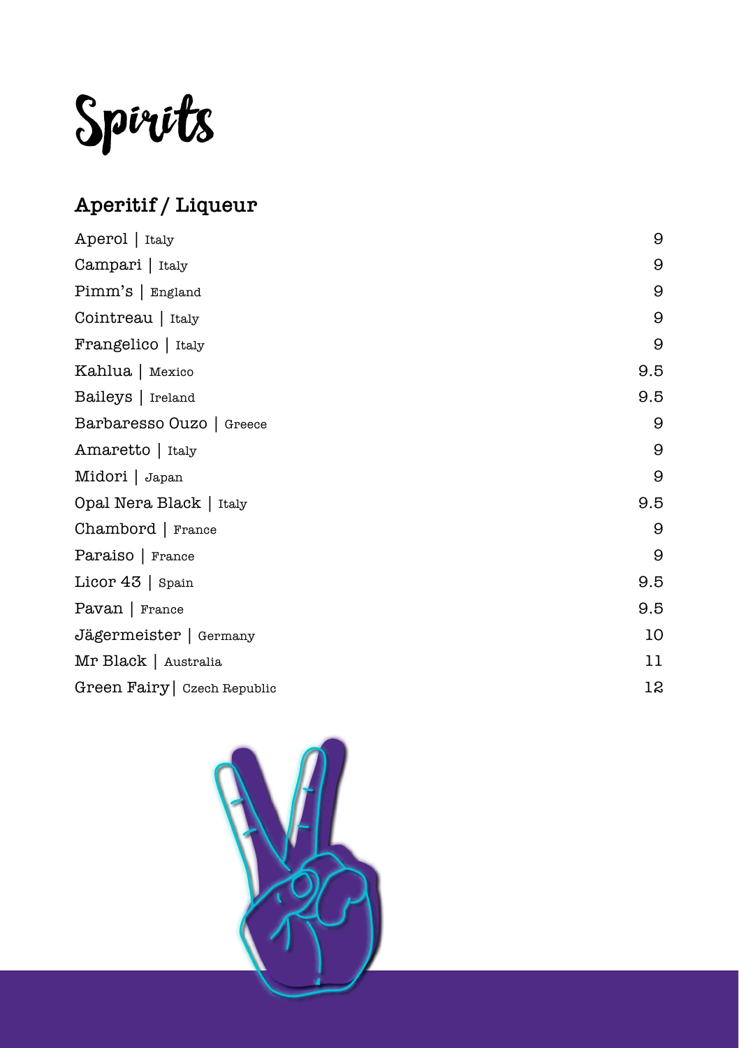# Spirits

## Aperitif / Liqueur

| Item | Price |
|---|---|
| Aperol \| Italy | 9 |
| Campari \| Italy | 9 |
| Pimm's \| England | 9 |
| Cointreau \| Italy | 9 |
| Frangelico \| Italy | 9 |
| Kahlua \| Mexico | 9.5 |
| Baileys \| Ireland | 9.5 |
| Barbaresso Ouzo \| Greece | 9 |
| Amaretto \| Italy | 9 |
| Midori \| Japan | 9 |
| Opal Nera Black \| Italy | 9.5 |
| Chambord \| France | 9 |
| Paraiso \| France | 9 |
| Licor 43 \| Spain | 9.5 |
| Pavan \| France | 9.5 |
| Jägermeister \| Germany | 10 |
| Mr Black \| Australia | 11 |
| Green Fairy \| Czech Republic | 12 |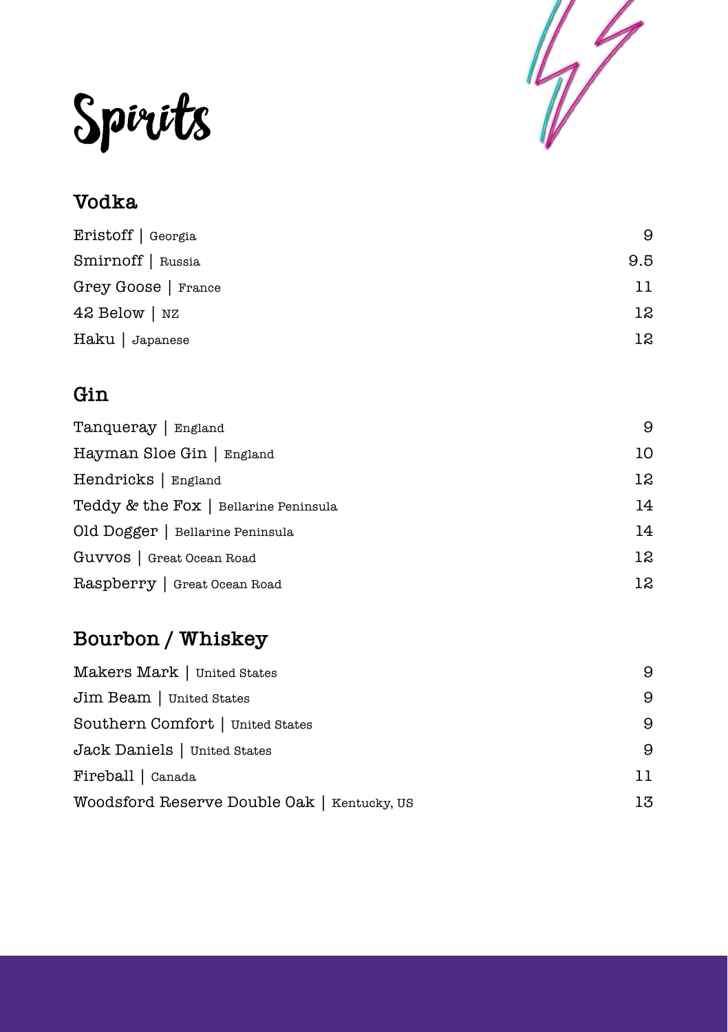# Spirits

## Vodka

| | |
|---|---|
| Eristoff \| Georgia | 9 |
| Smirnoff \| Russia | 9.5 |
| Grey Goose \| France | 11 |
| 42 Below \| NZ | 12 |
| Haku \| Japanese | 12 |

## Gin

| | |
|---|---|
| Tanqueray \| England | 9 |
| Hayman Sloe Gin \| England | 10 |
| Hendricks \| England | 12 |
| Teddy & the Fox \| Bellarine Peninsula | 14 |
| Old Dogger \| Bellarine Peninsula | 14 |
| Guvvos \| Great Ocean Road | 12 |
| Raspberry \| Great Ocean Road | 12 |

## Bourbon / Whiskey

| | |
|---|---|
| Makers Mark \| United States | 9 |
| Jim Beam \| United States | 9 |
| Southern Comfort \| United States | 9 |
| Jack Daniels \| United States | 9 |
| Fireball \| Canada | 11 |
| Woodsford Reserve Double Oak \| Kentucky, US | 13 |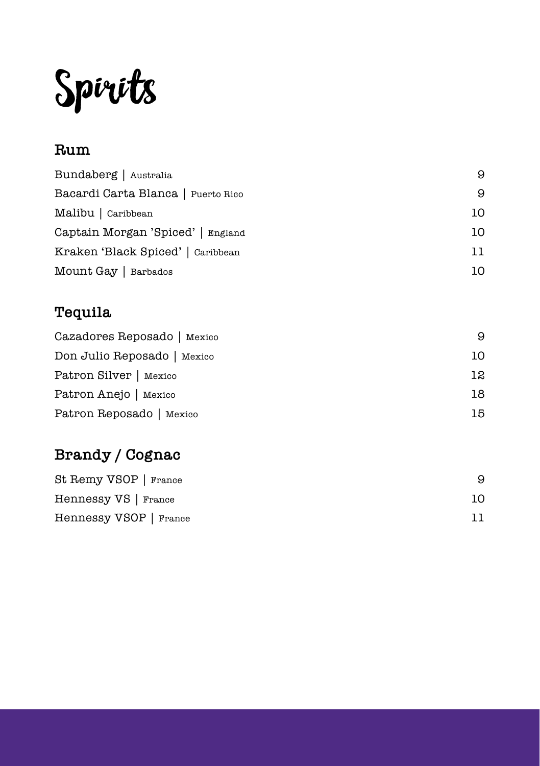# Spirits

## Rum

| | |
|---|---|
| Bundaberg \| Australia | 9 |
| Bacardi Carta Blanca \| Puerto Rico | 9 |
| Malibu \| Caribbean | 10 |
| Captain Morgan 'Spiced' \| England | 10 |
| Kraken 'Black Spiced' \| Caribbean | 11 |
| Mount Gay \| Barbados | 10 |

## Tequila

| | |
|---|---|
| Cazadores Reposado \| Mexico | 9 |
| Don Julio Reposado \| Mexico | 10 |
| Patron Silver \| Mexico | 12 |
| Patron Anejo \| Mexico | 18 |
| Patron Reposado \| Mexico | 15 |

## Brandy / Cognac

| | |
|---|---|
| St Remy VSOP \| France | 9 |
| Hennessy VS \| France | 10 |
| Hennessy VSOP \| France | 11 |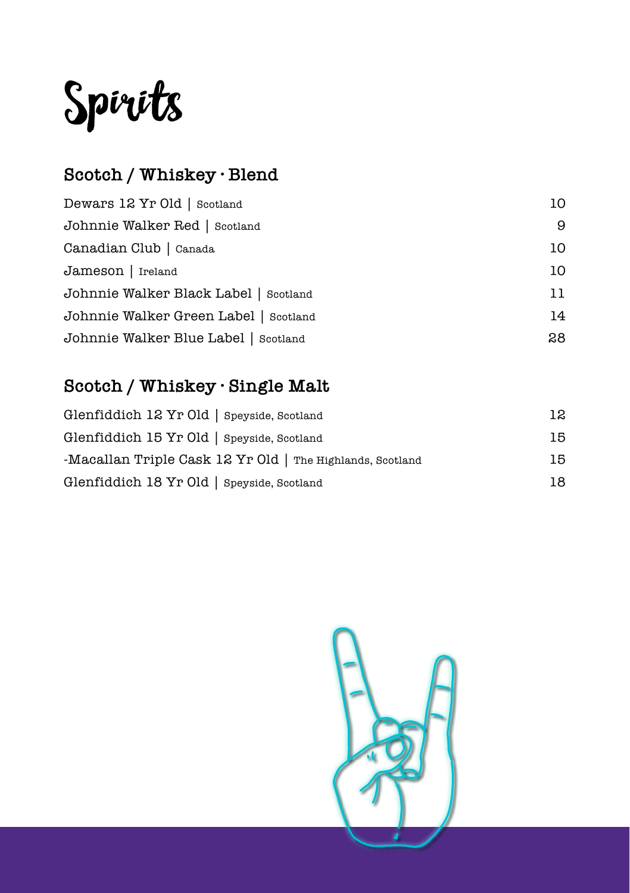# Spirits

## Scotch / Whiskey · Blend

| Item | Price |
| --- | --- |
| Dewars 12 Yr Old \| Scotland | 10 |
| Johnnie Walker Red \| Scotland | 9 |
| Canadian Club \| Canada | 10 |
| Jameson \| Ireland | 10 |
| Johnnie Walker Black Label \| Scotland | 11 |
| Johnnie Walker Green Label \| Scotland | 14 |
| Johnnie Walker Blue Label \| Scotland | 28 |

## Scotch / Whiskey · Single Malt

| Item | Price |
| --- | --- |
| Glenfiddich 12 Yr Old \| Speyside, Scotland | 12 |
| Glenfiddich 15 Yr Old \| Speyside, Scotland | 15 |
| -Macallan Triple Cask 12 Yr Old \| The Highlands, Scotland | 15 |
| Glenfiddich 18 Yr Old \| Speyside, Scotland | 18 |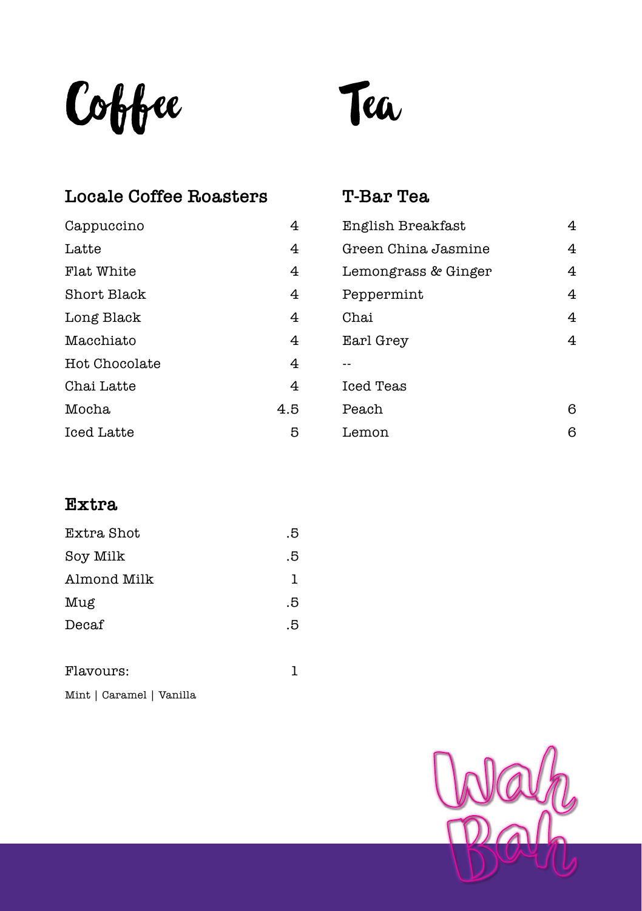# Coffee

## Locale Coffee Roasters

| Item | Price |
|---|---|
| Cappuccino | 4 |
| Latte | 4 |
| Flat White | 4 |
| Short Black | 4 |
| Long Black | 4 |
| Macchiato | 4 |
| Hot Chocolate | 4 |
| Chai Latte | 4 |
| Mocha | 4.5 |
| Iced Latte | 5 |

# Tea

## T-Bar Tea

| Item | Price |
|---|---|
| English Breakfast | 4 |
| Green China Jasmine | 4 |
| Lemongrass & Ginger | 4 |
| Peppermint | 4 |
| Chai | 4 |
| Earl Grey | 4 |
| -- | |
| Iced Teas | |
| Peach | 6 |
| Lemon | 6 |

## Extra

| Item | Price |
|---|---|
| Extra Shot | .5 |
| Soy Milk | .5 |
| Almond Milk | 1 |
| Mug | .5 |
| Decaf | .5 |
| Flavours: | 1 |

Mint | Caramel | Vanilla

Wah Bah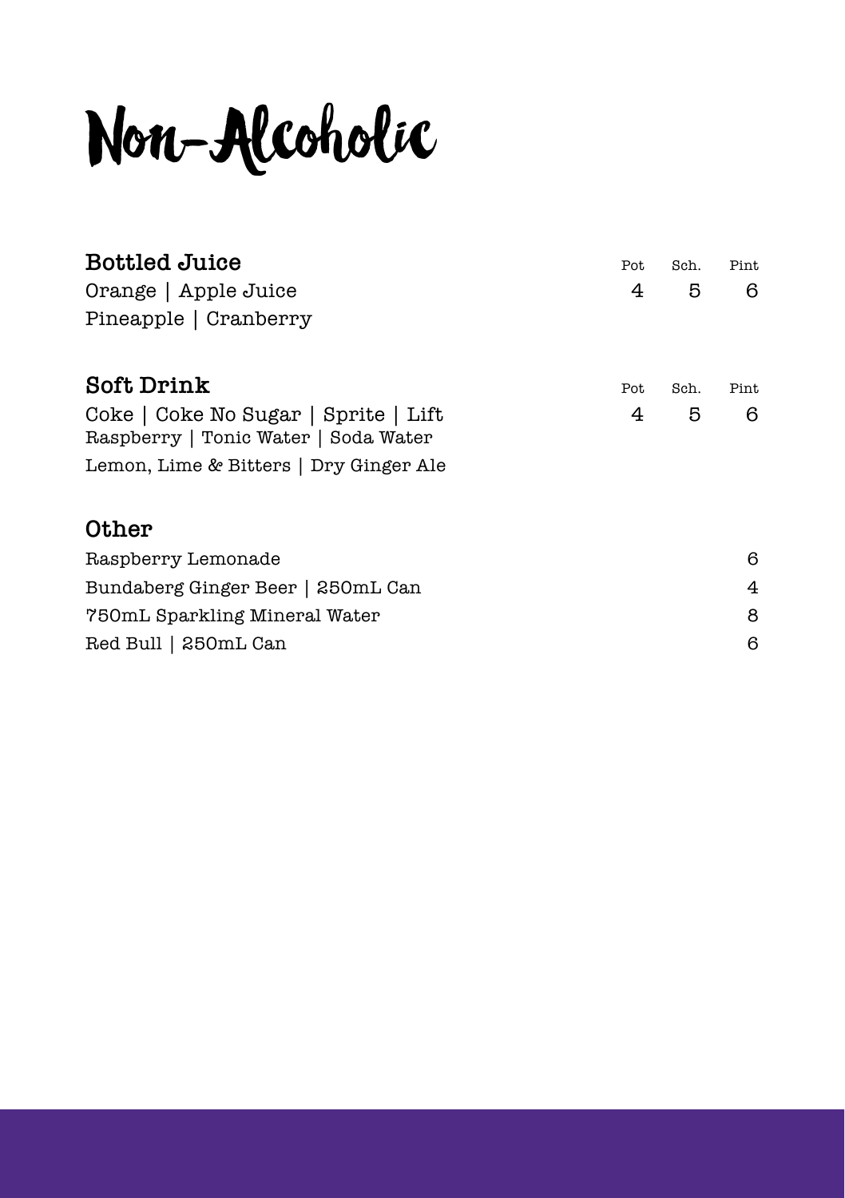# Non-Alcoholic

| Bottled Juice | Pot | Sch. | Pint |
|---|---|---|---|
| Orange \| Apple Juice<br>Pineapple \| Cranberry | 4 | 5 | 6 |

| Soft Drink | Pot | Sch. | Pint |
|---|---|---|---|
| Coke \| Coke No Sugar \| Sprite \| Lift<br>Raspberry \| Tonic Water \| Soda Water<br>Lemon, Lime & Bitters \| Dry Ginger Ale | 4 | 5 | 6 |

| Other | |
|---|---|
| Raspberry Lemonade | 6 |
| Bundaberg Ginger Beer \| 250mL Can | 4 |
| 750mL Sparkling Mineral Water | 8 |
| Red Bull \| 250mL Can | 6 |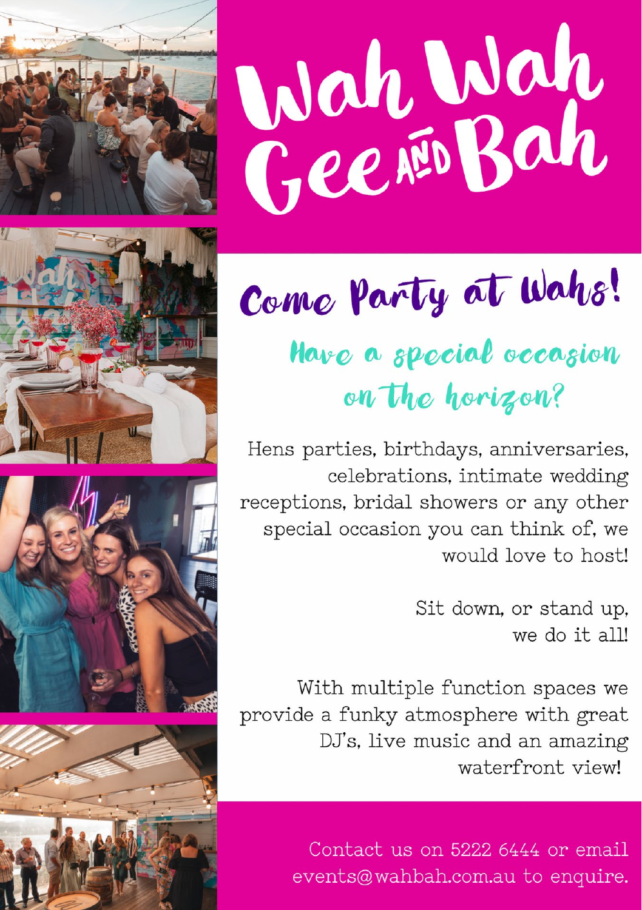# Wah Wah Gee and Bah

## Come Party at Wahs!

### Have a special occasion on the horizon?

Hens parties, birthdays, anniversaries, celebrations, intimate wedding receptions, bridal showers or any other special occasion you can think of, we would love to host!

Sit down, or stand up, we do it all!

With multiple function spaces we provide a funky atmosphere with great DJ's, live music and an amazing waterfront view!

Contact us on 5222 6444 or email events@wahbah.com.au to enquire.